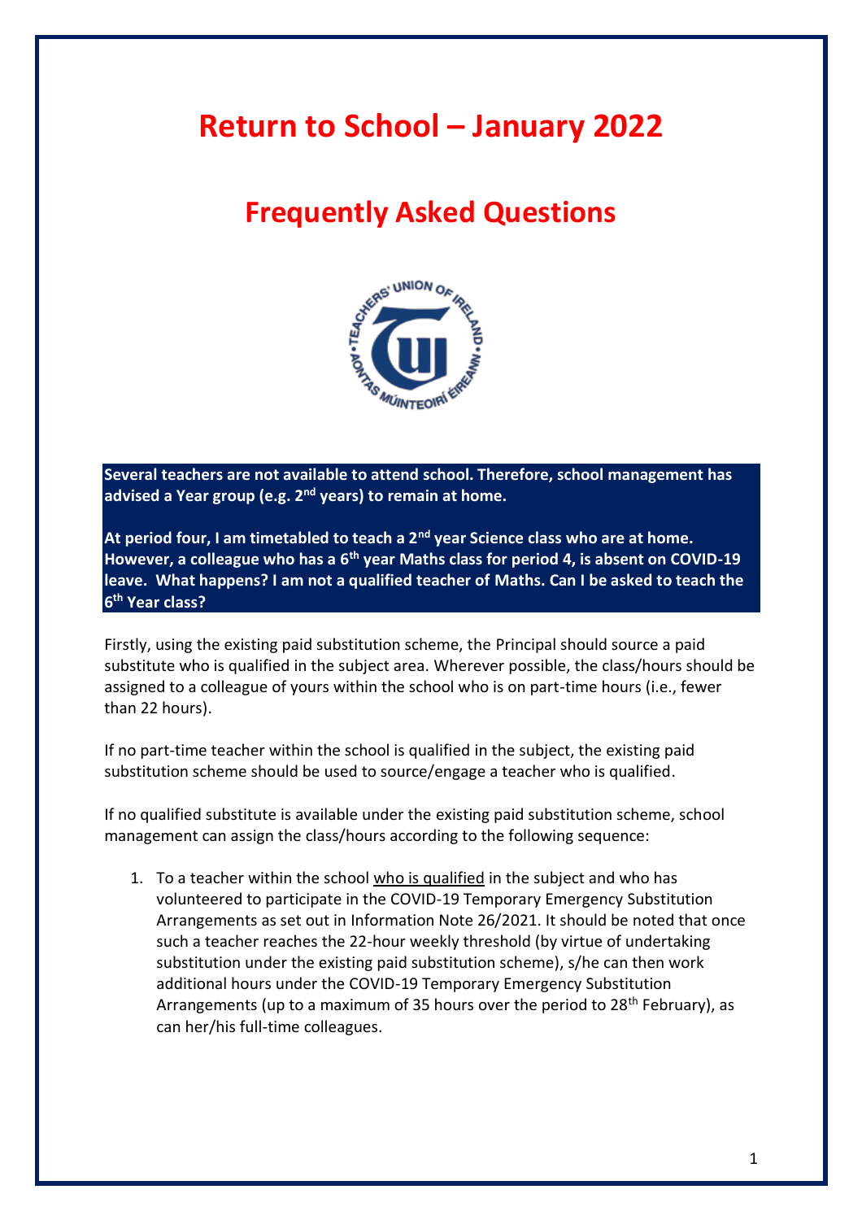# Return to School – January 2022

## Frequently Asked Questions

**Several teachers are not available to attend school. Therefore, school management has advised a Year group (e.g. 2nd years) to remain at home.**

**At period four, I am timetabled to teach a 2nd year Science class who are at home. However, a colleague who has a 6th year Maths class for period 4, is absent on COVID-19 leave. What happens? I am not a qualified teacher of Maths. Can I be asked to teach the 6th Year class?**

Firstly, using the existing paid substitution scheme, the Principal should source a paid substitute who is qualified in the subject area. Wherever possible, the class/hours should be assigned to a colleague of yours within the school who is on part-time hours (i.e., fewer than 22 hours).

If no part-time teacher within the school is qualified in the subject, the existing paid substitution scheme should be used to source/engage a teacher who is qualified.

If no qualified substitute is available under the existing paid substitution scheme, school management can assign the class/hours according to the following sequence:

1. To a teacher within the school <u>who is qualified</u> in the subject and who has volunteered to participate in the COVID-19 Temporary Emergency Substitution Arrangements as set out in Information Note 26/2021. It should be noted that once such a teacher reaches the 22-hour weekly threshold (by virtue of undertaking substitution under the existing paid substitution scheme), s/he can then work additional hours under the COVID-19 Temporary Emergency Substitution Arrangements (up to a maximum of 35 hours over the period to 28th February), as can her/his full-time colleagues.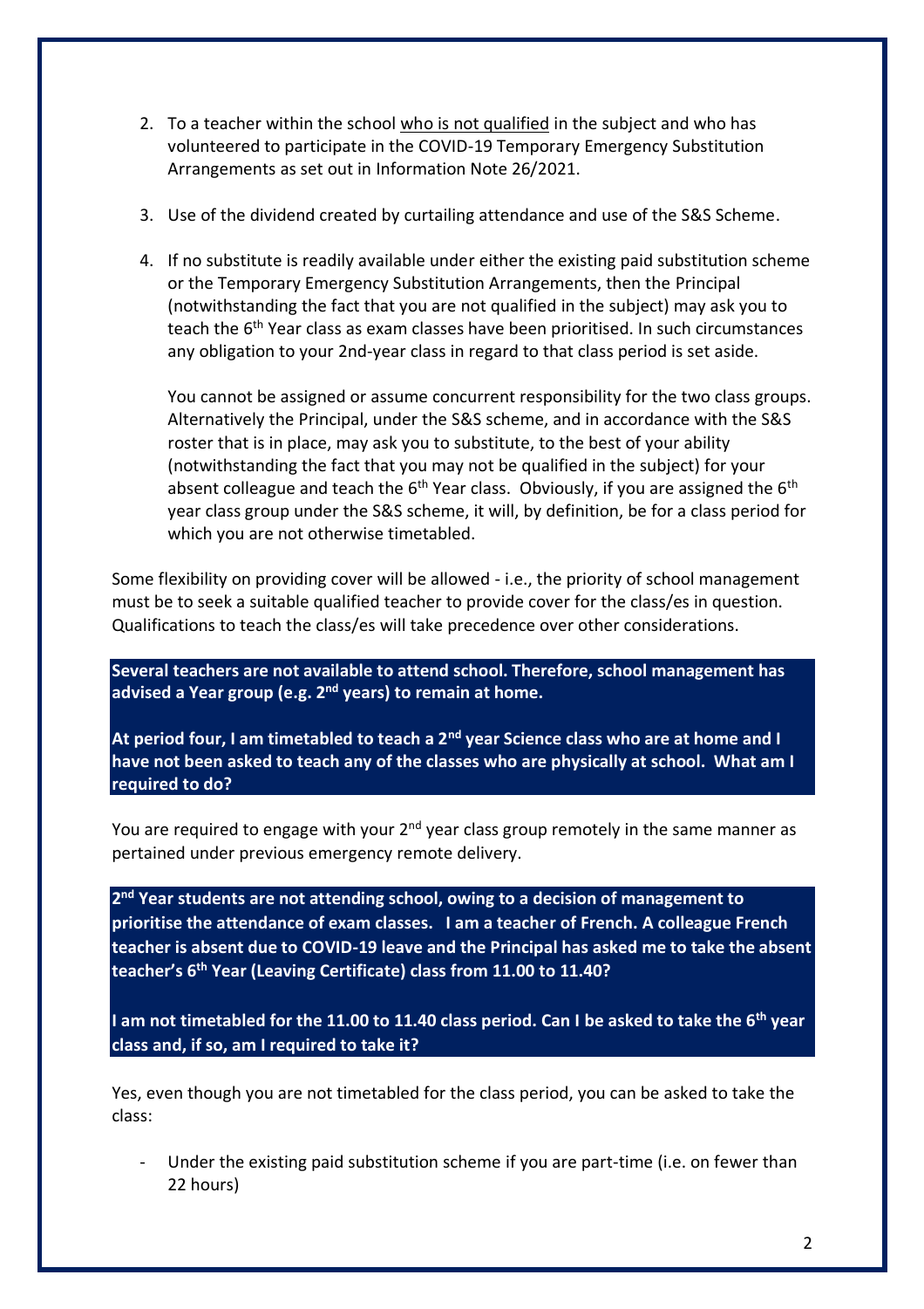2. To a teacher within the school <u>who is not qualified</u> in the subject and who has volunteered to participate in the COVID-19 Temporary Emergency Substitution Arrangements as set out in Information Note 26/2021.

3. Use of the dividend created by curtailing attendance and use of the S&S Scheme.

4. If no substitute is readily available under either the existing paid substitution scheme or the Temporary Emergency Substitution Arrangements, then the Principal (notwithstanding the fact that you are not qualified in the subject) may ask you to teach the 6th Year class as exam classes have been prioritised. In such circumstances any obligation to your 2nd-year class in regard to that class period is set aside.

   You cannot be assigned or assume concurrent responsibility for the two class groups. Alternatively the Principal, under the S&S scheme, and in accordance with the S&S roster that is in place, may ask you to substitute, to the best of your ability (notwithstanding the fact that you may not be qualified in the subject) for your absent colleague and teach the 6th Year class. Obviously, if you are assigned the 6th year class group under the S&S scheme, it will, by definition, be for a class period for which you are not otherwise timetabled.

Some flexibility on providing cover will be allowed - i.e., the priority of school management must be to seek a suitable qualified teacher to provide cover for the class/es in question. Qualifications to teach the class/es will take precedence over other considerations.

**Several teachers are not available to attend school. Therefore, school management has advised a Year group (e.g. 2nd years) to remain at home.**

**At period four, I am timetabled to teach a 2nd year Science class who are at home and I have not been asked to teach any of the classes who are physically at school. What am I required to do?**

You are required to engage with your 2nd year class group remotely in the same manner as pertained under previous emergency remote delivery.

**2nd Year students are not attending school, owing to a decision of management to prioritise the attendance of exam classes. I am a teacher of French. A colleague French teacher is absent due to COVID-19 leave and the Principal has asked me to take the absent teacher's 6th Year (Leaving Certificate) class from 11.00 to 11.40?**

**I am not timetabled for the 11.00 to 11.40 class period. Can I be asked to take the 6th year class and, if so, am I required to take it?**

Yes, even though you are not timetabled for the class period, you can be asked to take the class:

- Under the existing paid substitution scheme if you are part-time (i.e. on fewer than 22 hours)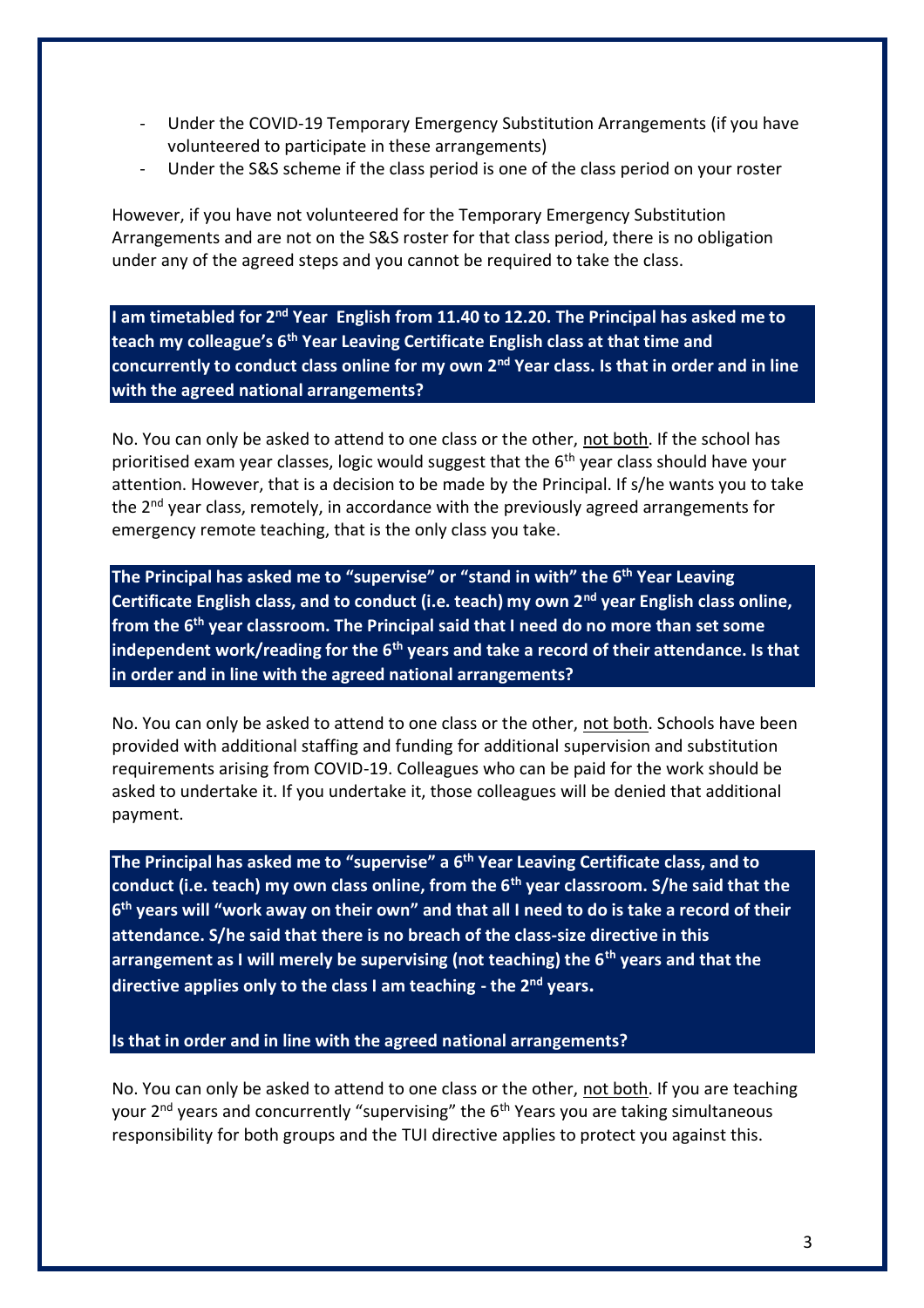- Under the COVID-19 Temporary Emergency Substitution Arrangements (if you have volunteered to participate in these arrangements)
- Under the S&S scheme if the class period is one of the class period on your roster

However, if you have not volunteered for the Temporary Emergency Substitution Arrangements and are not on the S&S roster for that class period, there is no obligation under any of the agreed steps and you cannot be required to take the class.

**I am timetabled for 2nd Year English from 11.40 to 12.20. The Principal has asked me to teach my colleague's 6th Year Leaving Certificate English class at that time and concurrently to conduct class online for my own 2nd Year class. Is that in order and in line with the agreed national arrangements?**

No. You can only be asked to attend to one class or the other, not both. If the school has prioritised exam year classes, logic would suggest that the 6th year class should have your attention. However, that is a decision to be made by the Principal. If s/he wants you to take the 2nd year class, remotely, in accordance with the previously agreed arrangements for emergency remote teaching, that is the only class you take.

**The Principal has asked me to "supervise" or "stand in with" the 6th Year Leaving Certificate English class, and to conduct (i.e. teach) my own 2nd year English class online, from the 6th year classroom. The Principal said that I need do no more than set some independent work/reading for the 6th years and take a record of their attendance. Is that in order and in line with the agreed national arrangements?**

No. You can only be asked to attend to one class or the other, not both. Schools have been provided with additional staffing and funding for additional supervision and substitution requirements arising from COVID-19. Colleagues who can be paid for the work should be asked to undertake it. If you undertake it, those colleagues will be denied that additional payment.

**The Principal has asked me to "supervise" a 6th Year Leaving Certificate class, and to conduct (i.e. teach) my own class online, from the 6th year classroom. S/he said that the 6th years will "work away on their own" and that all I need to do is take a record of their attendance. S/he said that there is no breach of the class-size directive in this arrangement as I will merely be supervising (not teaching) the 6th years and that the directive applies only to the class I am teaching - the 2nd years.**

**Is that in order and in line with the agreed national arrangements?**

No. You can only be asked to attend to one class or the other, not both. If you are teaching your 2nd years and concurrently "supervising" the 6th Years you are taking simultaneous responsibility for both groups and the TUI directive applies to protect you against this.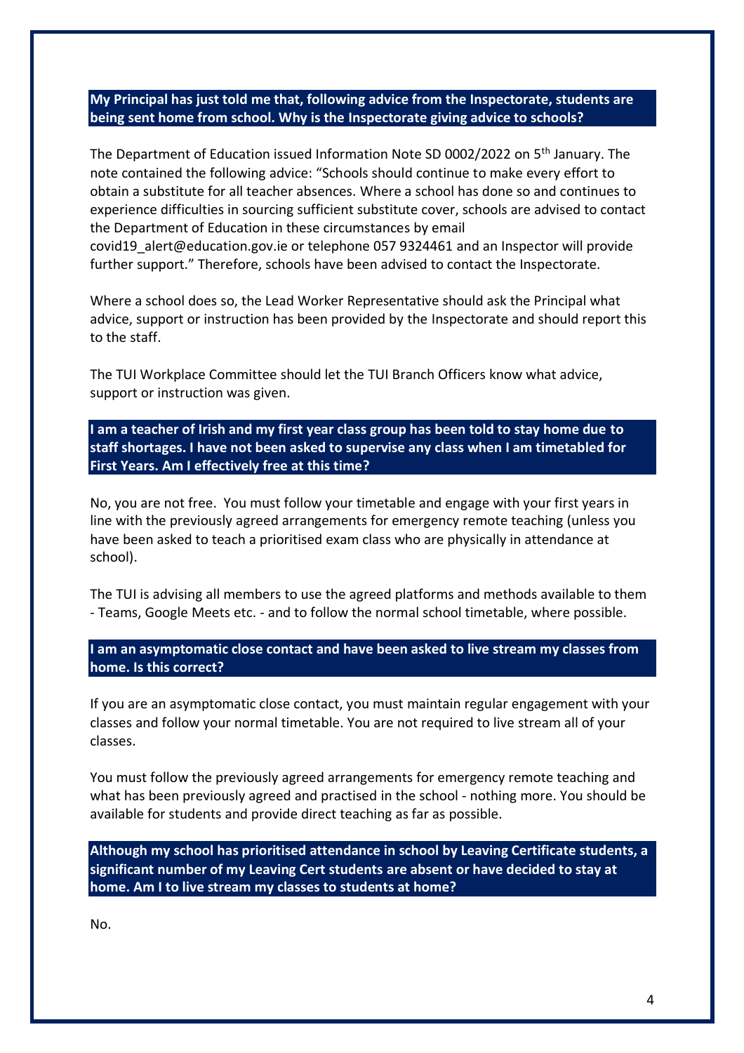**My Principal has just told me that, following advice from the Inspectorate, students are being sent home from school. Why is the Inspectorate giving advice to schools?**

The Department of Education issued Information Note SD 0002/2022 on 5th January. The note contained the following advice: "Schools should continue to make every effort to obtain a substitute for all teacher absences. Where a school has done so and continues to experience difficulties in sourcing sufficient substitute cover, schools are advised to contact the Department of Education in these circumstances by email covid19_alert@education.gov.ie or telephone 057 9324461 and an Inspector will provide further support." Therefore, schools have been advised to contact the Inspectorate.

Where a school does so, the Lead Worker Representative should ask the Principal what advice, support or instruction has been provided by the Inspectorate and should report this to the staff.

The TUI Workplace Committee should let the TUI Branch Officers know what advice, support or instruction was given.

**I am a teacher of Irish and my first year class group has been told to stay home due to staff shortages. I have not been asked to supervise any class when I am timetabled for First Years. Am I effectively free at this time?**

No, you are not free. You must follow your timetable and engage with your first years in line with the previously agreed arrangements for emergency remote teaching (unless you have been asked to teach a prioritised exam class who are physically in attendance at school).

The TUI is advising all members to use the agreed platforms and methods available to them - Teams, Google Meets etc. - and to follow the normal school timetable, where possible.

**I am an asymptomatic close contact and have been asked to live stream my classes from home. Is this correct?**

If you are an asymptomatic close contact, you must maintain regular engagement with your classes and follow your normal timetable. You are not required to live stream all of your classes.

You must follow the previously agreed arrangements for emergency remote teaching and what has been previously agreed and practised in the school - nothing more. You should be available for students and provide direct teaching as far as possible.

**Although my school has prioritised attendance in school by Leaving Certificate students, a significant number of my Leaving Cert students are absent or have decided to stay at home. Am I to live stream my classes to students at home?**

No.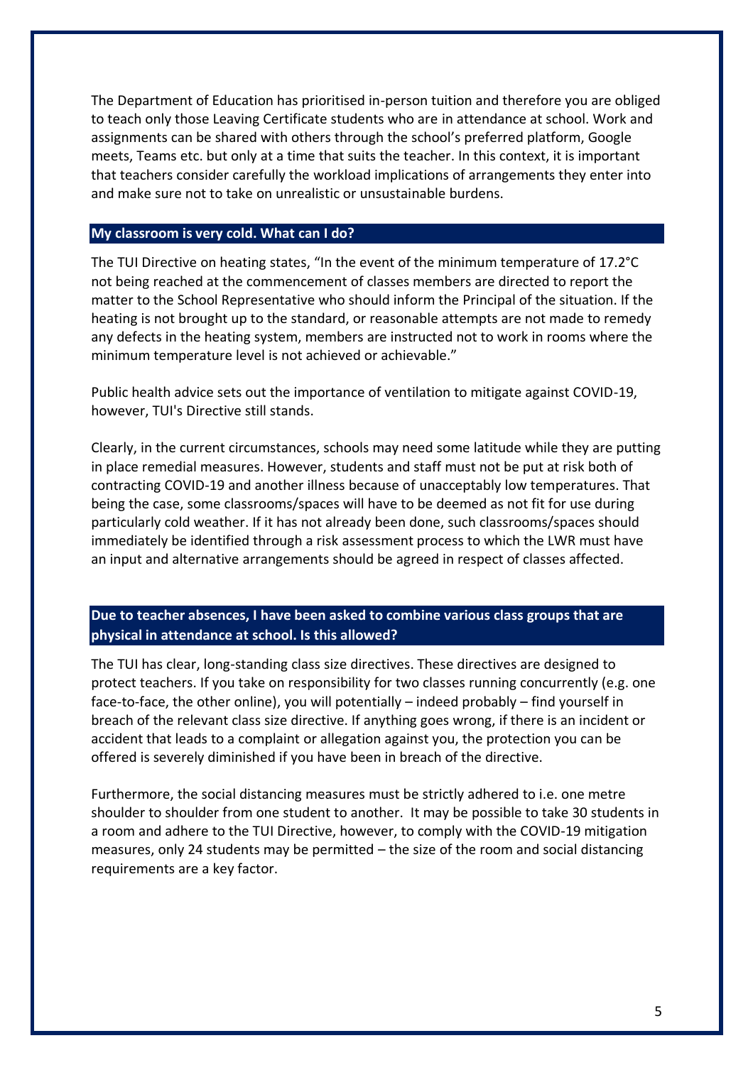The Department of Education has prioritised in-person tuition and therefore you are obliged to teach only those Leaving Certificate students who are in attendance at school. Work and assignments can be shared with others through the school's preferred platform, Google meets, Teams etc. but only at a time that suits the teacher. In this context, it is important that teachers consider carefully the workload implications of arrangements they enter into and make sure not to take on unrealistic or unsustainable burdens.

### My classroom is very cold. What can I do?

The TUI Directive on heating states, "In the event of the minimum temperature of 17.2°C not being reached at the commencement of classes members are directed to report the matter to the School Representative who should inform the Principal of the situation. If the heating is not brought up to the standard, or reasonable attempts are not made to remedy any defects in the heating system, members are instructed not to work in rooms where the minimum temperature level is not achieved or achievable."

Public health advice sets out the importance of ventilation to mitigate against COVID-19, however, TUI's Directive still stands.

Clearly, in the current circumstances, schools may need some latitude while they are putting in place remedial measures. However, students and staff must not be put at risk both of contracting COVID-19 and another illness because of unacceptably low temperatures. That being the case, some classrooms/spaces will have to be deemed as not fit for use during particularly cold weather. If it has not already been done, such classrooms/spaces should immediately be identified through a risk assessment process to which the LWR must have an input and alternative arrangements should be agreed in respect of classes affected.

### Due to teacher absences, I have been asked to combine various class groups that are physical in attendance at school. Is this allowed?

The TUI has clear, long-standing class size directives. These directives are designed to protect teachers. If you take on responsibility for two classes running concurrently (e.g. one face-to-face, the other online), you will potentially – indeed probably – find yourself in breach of the relevant class size directive. If anything goes wrong, if there is an incident or accident that leads to a complaint or allegation against you, the protection you can be offered is severely diminished if you have been in breach of the directive.

Furthermore, the social distancing measures must be strictly adhered to i.e. one metre shoulder to shoulder from one student to another. It may be possible to take 30 students in a room and adhere to the TUI Directive, however, to comply with the COVID-19 mitigation measures, only 24 students may be permitted – the size of the room and social distancing requirements are a key factor.